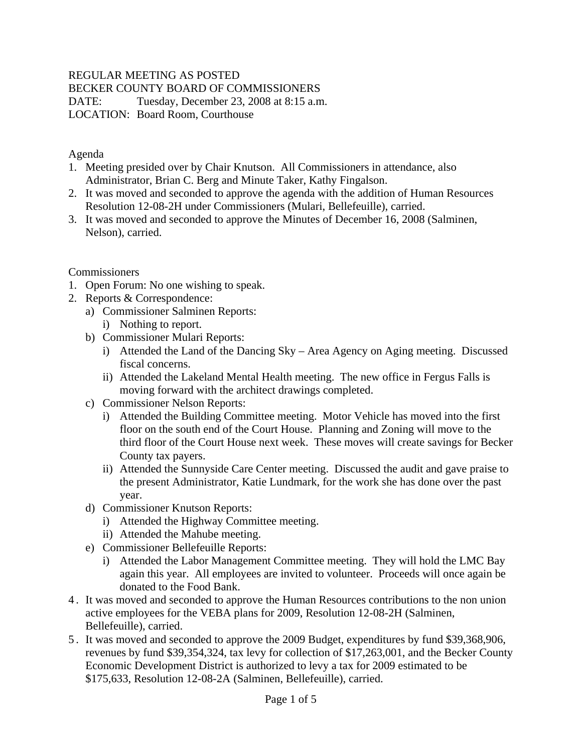REGULAR MEETING AS POSTED
BECKER COUNTY BOARD OF COMMISSIONERS
DATE: Tuesday, December 23, 2008 at 8:15 a.m.
LOCATION: Board Room, Courthouse

Agenda

1. Meeting presided over by Chair Knutson. All Commissioners in attendance, also Administrator, Brian C. Berg and Minute Taker, Kathy Fingalson.
2. It was moved and seconded to approve the agenda with the addition of Human Resources Resolution 12-08-2H under Commissioners (Mulari, Bellefeuille), carried.
3. It was moved and seconded to approve the Minutes of December 16, 2008 (Salminen, Nelson), carried.

Commissioners

1. Open Forum: No one wishing to speak.
2. Reports & Correspondence:
   a) Commissioner Salminen Reports:
      i) Nothing to report.
   b) Commissioner Mulari Reports:
      i) Attended the Land of the Dancing Sky – Area Agency on Aging meeting. Discussed fiscal concerns.
      ii) Attended the Lakeland Mental Health meeting. The new office in Fergus Falls is moving forward with the architect drawings completed.
   c) Commissioner Nelson Reports:
      i) Attended the Building Committee meeting. Motor Vehicle has moved into the first floor on the south end of the Court House. Planning and Zoning will move to the third floor of the Court House next week. These moves will create savings for Becker County tax payers.
      ii) Attended the Sunnyside Care Center meeting. Discussed the audit and gave praise to the present Administrator, Katie Lundmark, for the work she has done over the past year.
   d) Commissioner Knutson Reports:
      i) Attended the Highway Committee meeting.
      ii) Attended the Mahube meeting.
   e) Commissioner Bellefeuille Reports:
      i) Attended the Labor Management Committee meeting. They will hold the LMC Bay again this year. All employees are invited to volunteer. Proceeds will once again be donated to the Food Bank.
4. It was moved and seconded to approve the Human Resources contributions to the non union active employees for the VEBA plans for 2009, Resolution 12-08-2H (Salminen, Bellefeuille), carried.
5. It was moved and seconded to approve the 2009 Budget, expenditures by fund $39,368,906, revenues by fund $39,354,324, tax levy for collection of $17,263,001, and the Becker County Economic Development District is authorized to levy a tax for 2009 estimated to be $175,633, Resolution 12-08-2A (Salminen, Bellefeuille), carried.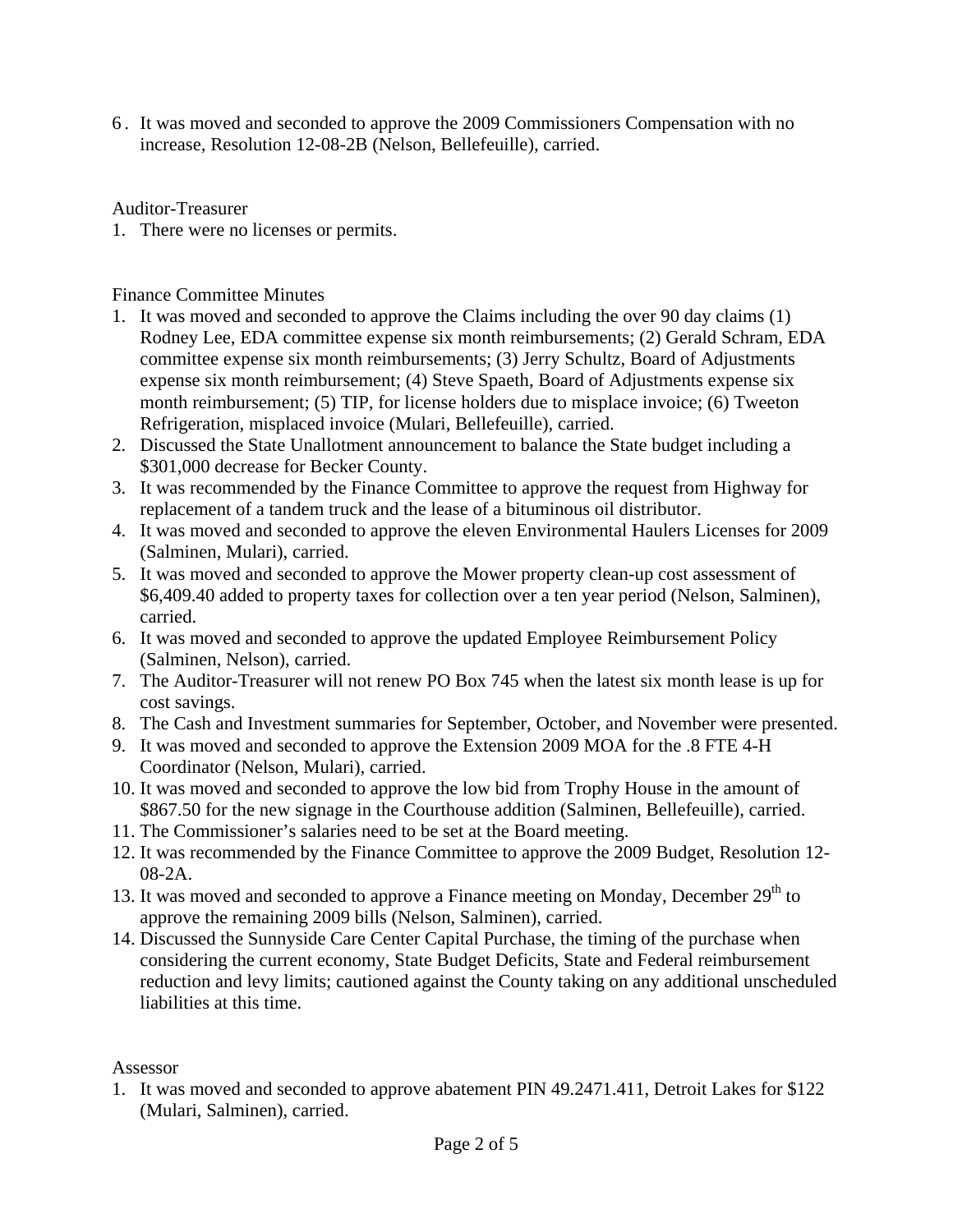6. It was moved and seconded to approve the 2009 Commissioners Compensation with no increase, Resolution 12-08-2B (Nelson, Bellefeuille), carried.

Auditor-Treasurer

1. There were no licenses or permits.

Finance Committee Minutes

1. It was moved and seconded to approve the Claims including the over 90 day claims (1) Rodney Lee, EDA committee expense six month reimbursements; (2) Gerald Schram, EDA committee expense six month reimbursements; (3) Jerry Schultz, Board of Adjustments expense six month reimbursement; (4) Steve Spaeth, Board of Adjustments expense six month reimbursement; (5) TIP, for license holders due to misplace invoice; (6) Tweeton Refrigeration, misplaced invoice (Mulari, Bellefeuille), carried.
2. Discussed the State Unallotment announcement to balance the State budget including a $301,000 decrease for Becker County.
3. It was recommended by the Finance Committee to approve the request from Highway for replacement of a tandem truck and the lease of a bituminous oil distributor.
4. It was moved and seconded to approve the eleven Environmental Haulers Licenses for 2009 (Salminen, Mulari), carried.
5. It was moved and seconded to approve the Mower property clean-up cost assessment of $6,409.40 added to property taxes for collection over a ten year period (Nelson, Salminen), carried.
6. It was moved and seconded to approve the updated Employee Reimbursement Policy (Salminen, Nelson), carried.
7. The Auditor-Treasurer will not renew PO Box 745 when the latest six month lease is up for cost savings.
8. The Cash and Investment summaries for September, October, and November were presented.
9. It was moved and seconded to approve the Extension 2009 MOA for the .8 FTE 4-H Coordinator (Nelson, Mulari), carried.
10. It was moved and seconded to approve the low bid from Trophy House in the amount of $867.50 for the new signage in the Courthouse addition (Salminen, Bellefeuille), carried.
11. The Commissioner's salaries need to be set at the Board meeting.
12. It was recommended by the Finance Committee to approve the 2009 Budget, Resolution 12-08-2A.
13. It was moved and seconded to approve a Finance meeting on Monday, December 29th to approve the remaining 2009 bills (Nelson, Salminen), carried.
14. Discussed the Sunnyside Care Center Capital Purchase, the timing of the purchase when considering the current economy, State Budget Deficits, State and Federal reimbursement reduction and levy limits; cautioned against the County taking on any additional unscheduled liabilities at this time.

Assessor

1. It was moved and seconded to approve abatement PIN 49.2471.411, Detroit Lakes for $122 (Mulari, Salminen), carried.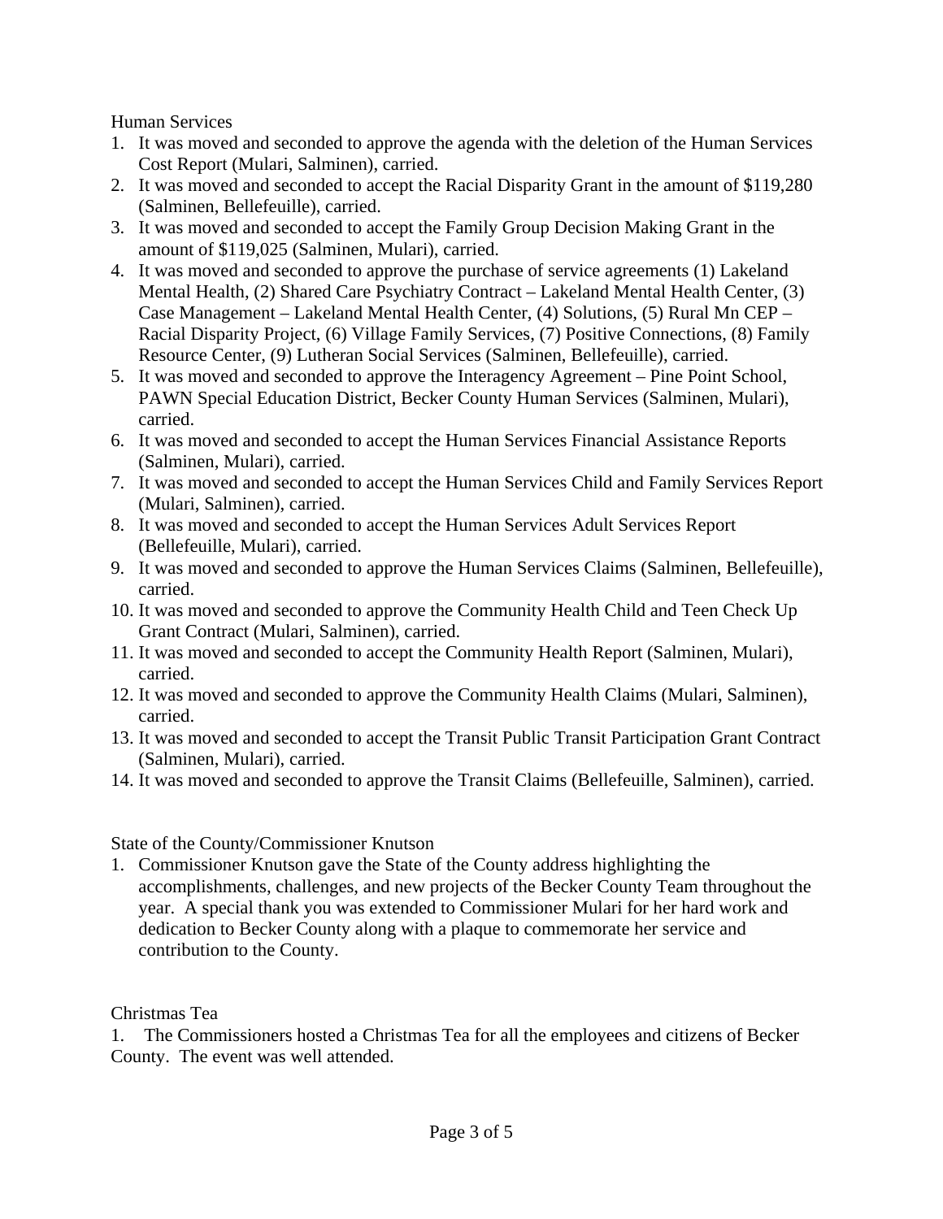Human Services

1. It was moved and seconded to approve the agenda with the deletion of the Human Services Cost Report (Mulari, Salminen), carried.
2. It was moved and seconded to accept the Racial Disparity Grant in the amount of $119,280 (Salminen, Bellefeuille), carried.
3. It was moved and seconded to accept the Family Group Decision Making Grant in the amount of $119,025 (Salminen, Mulari), carried.
4. It was moved and seconded to approve the purchase of service agreements (1) Lakeland Mental Health, (2) Shared Care Psychiatry Contract – Lakeland Mental Health Center, (3) Case Management – Lakeland Mental Health Center, (4) Solutions, (5) Rural Mn CEP – Racial Disparity Project, (6) Village Family Services, (7) Positive Connections, (8) Family Resource Center, (9) Lutheran Social Services (Salminen, Bellefeuille), carried.
5. It was moved and seconded to approve the Interagency Agreement – Pine Point School, PAWN Special Education District, Becker County Human Services (Salminen, Mulari), carried.
6. It was moved and seconded to accept the Human Services Financial Assistance Reports (Salminen, Mulari), carried.
7. It was moved and seconded to accept the Human Services Child and Family Services Report (Mulari, Salminen), carried.
8. It was moved and seconded to accept the Human Services Adult Services Report (Bellefeuille, Mulari), carried.
9. It was moved and seconded to approve the Human Services Claims (Salminen, Bellefeuille), carried.
10. It was moved and seconded to approve the Community Health Child and Teen Check Up Grant Contract (Mulari, Salminen), carried.
11. It was moved and seconded to accept the Community Health Report (Salminen, Mulari), carried.
12. It was moved and seconded to approve the Community Health Claims (Mulari, Salminen), carried.
13. It was moved and seconded to accept the Transit Public Transit Participation Grant Contract (Salminen, Mulari), carried.
14. It was moved and seconded to approve the Transit Claims (Bellefeuille, Salminen), carried.

State of the County/Commissioner Knutson

1. Commissioner Knutson gave the State of the County address highlighting the accomplishments, challenges, and new projects of the Becker County Team throughout the year. A special thank you was extended to Commissioner Mulari for her hard work and dedication to Becker County along with a plaque to commemorate her service and contribution to the County.

Christmas Tea

1. The Commissioners hosted a Christmas Tea for all the employees and citizens of Becker County. The event was well attended.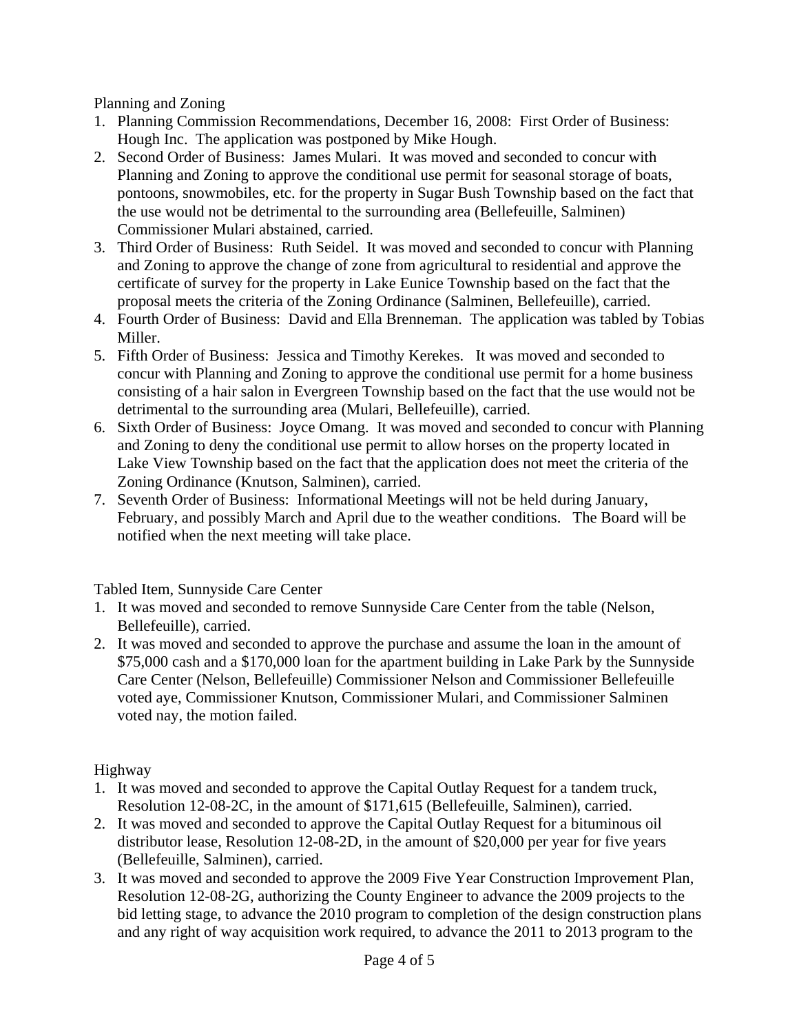Planning and Zoning

1. Planning Commission Recommendations, December 16, 2008: First Order of Business: Hough Inc. The application was postponed by Mike Hough.
2. Second Order of Business: James Mulari. It was moved and seconded to concur with Planning and Zoning to approve the conditional use permit for seasonal storage of boats, pontoons, snowmobiles, etc. for the property in Sugar Bush Township based on the fact that the use would not be detrimental to the surrounding area (Bellefeuille, Salminen) Commissioner Mulari abstained, carried.
3. Third Order of Business: Ruth Seidel. It was moved and seconded to concur with Planning and Zoning to approve the change of zone from agricultural to residential and approve the certificate of survey for the property in Lake Eunice Township based on the fact that the proposal meets the criteria of the Zoning Ordinance (Salminen, Bellefeuille), carried.
4. Fourth Order of Business: David and Ella Brenneman. The application was tabled by Tobias Miller.
5. Fifth Order of Business: Jessica and Timothy Kerekes. It was moved and seconded to concur with Planning and Zoning to approve the conditional use permit for a home business consisting of a hair salon in Evergreen Township based on the fact that the use would not be detrimental to the surrounding area (Mulari, Bellefeuille), carried.
6. Sixth Order of Business: Joyce Omang. It was moved and seconded to concur with Planning and Zoning to deny the conditional use permit to allow horses on the property located in Lake View Township based on the fact that the application does not meet the criteria of the Zoning Ordinance (Knutson, Salminen), carried.
7. Seventh Order of Business: Informational Meetings will not be held during January, February, and possibly March and April due to the weather conditions. The Board will be notified when the next meeting will take place.

Tabled Item, Sunnyside Care Center

1. It was moved and seconded to remove Sunnyside Care Center from the table (Nelson, Bellefeuille), carried.
2. It was moved and seconded to approve the purchase and assume the loan in the amount of $75,000 cash and a $170,000 loan for the apartment building in Lake Park by the Sunnyside Care Center (Nelson, Bellefeuille) Commissioner Nelson and Commissioner Bellefeuille voted aye, Commissioner Knutson, Commissioner Mulari, and Commissioner Salminen voted nay, the motion failed.

Highway

1. It was moved and seconded to approve the Capital Outlay Request for a tandem truck, Resolution 12-08-2C, in the amount of $171,615 (Bellefeuille, Salminen), carried.
2. It was moved and seconded to approve the Capital Outlay Request for a bituminous oil distributor lease, Resolution 12-08-2D, in the amount of $20,000 per year for five years (Bellefeuille, Salminen), carried.
3. It was moved and seconded to approve the 2009 Five Year Construction Improvement Plan, Resolution 12-08-2G, authorizing the County Engineer to advance the 2009 projects to the bid letting stage, to advance the 2010 program to completion of the design construction plans and any right of way acquisition work required, to advance the 2011 to 2013 program to the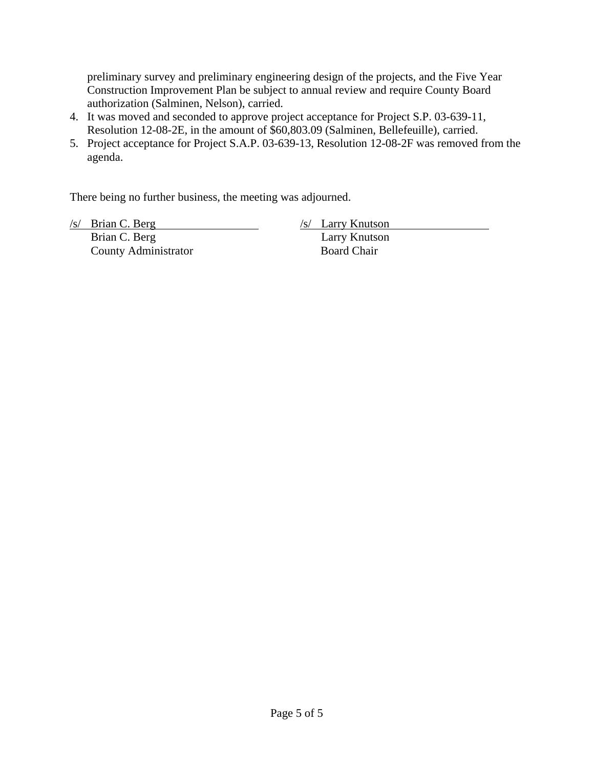preliminary survey and preliminary engineering design of the projects, and the Five Year Construction Improvement Plan be subject to annual review and require County Board authorization (Salminen, Nelson), carried.

4. It was moved and seconded to approve project acceptance for Project S.P. 03-639-11, Resolution 12-08-2E, in the amount of $60,803.09 (Salminen, Bellefeuille), carried.
5. Project acceptance for Project S.A.P. 03-639-13, Resolution 12-08-2F was removed from the agenda.

There being no further business, the meeting was adjourned.

| | |
|---|---|
| /s/ Brian C. Berg | /s/ Larry Knutson |
| Brian C. Berg | Larry Knutson |
| County Administrator | Board Chair |